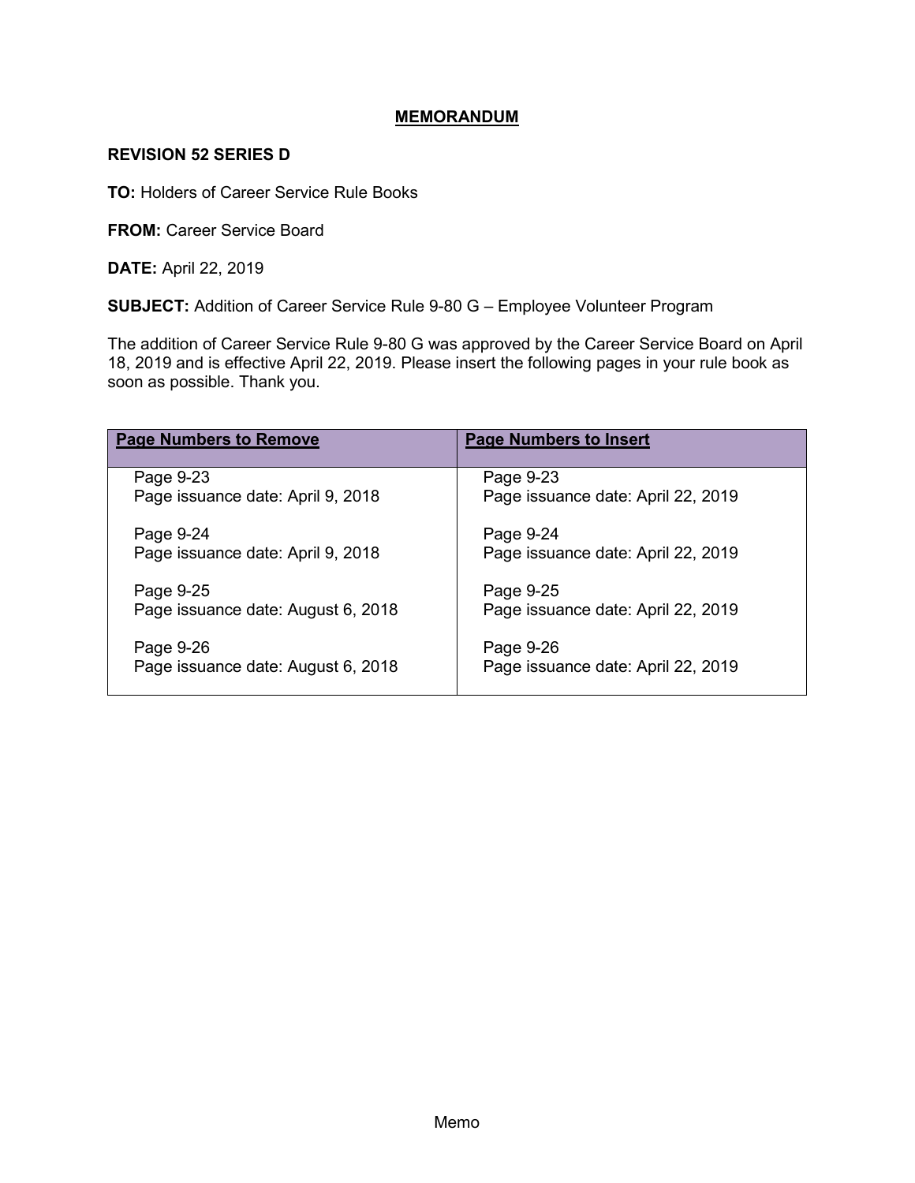# MEMORANDUM

**REVISION 52 SERIES D**

**TO:** Holders of Career Service Rule Books

**FROM:** Career Service Board

**DATE:** April 22, 2019

**SUBJECT:** Addition of Career Service Rule 9-80 G – Employee Volunteer Program

The addition of Career Service Rule 9-80 G was approved by the Career Service Board on April 18, 2019 and is effective April 22, 2019. Please insert the following pages in your rule book as soon as possible. Thank you.

| Page Numbers to Remove | Page Numbers to Insert |
| --- | --- |
| Page 9-23<br>Page issuance date: April 9, 2018 | Page 9-23<br>Page issuance date: April 22, 2019 |
| Page 9-24<br>Page issuance date: April 9, 2018 | Page 9-24<br>Page issuance date: April 22, 2019 |
| Page 9-25<br>Page issuance date: August 6, 2018 | Page 9-25<br>Page issuance date: April 22, 2019 |
| Page 9-26<br>Page issuance date: August 6, 2018 | Page 9-26<br>Page issuance date: April 22, 2019 |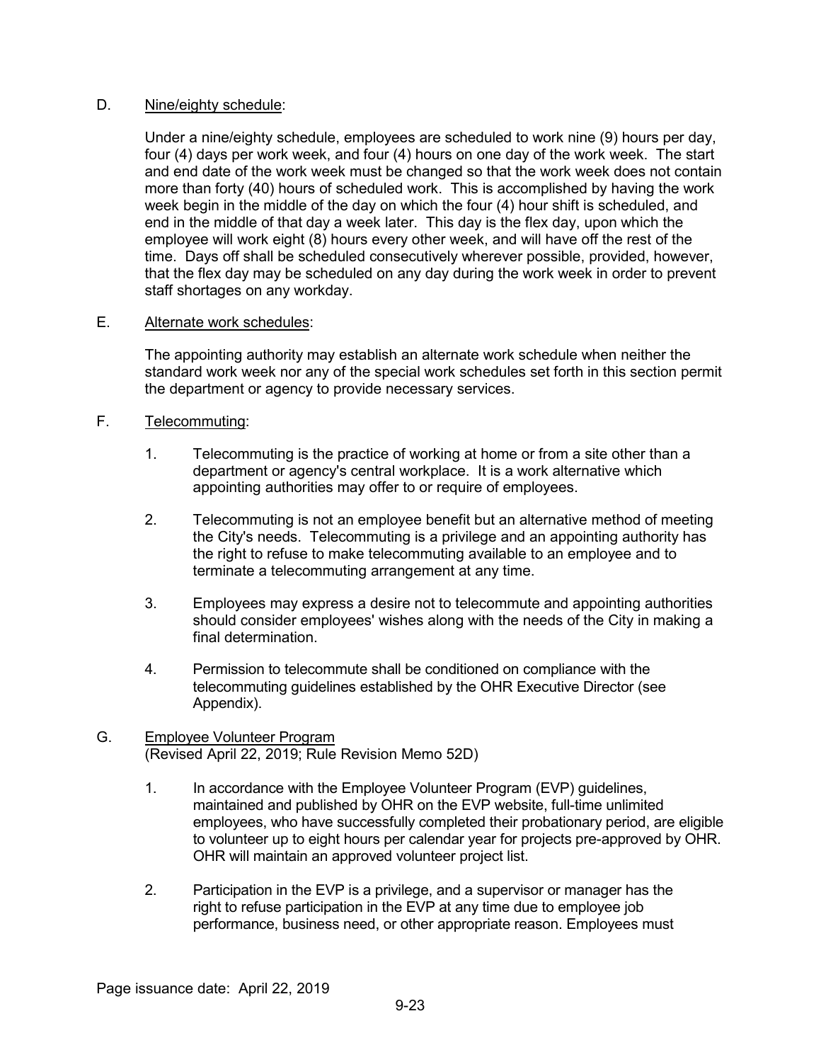D. Nine/eighty schedule:

Under a nine/eighty schedule, employees are scheduled to work nine (9) hours per day, four (4) days per work week, and four (4) hours on one day of the work week. The start and end date of the work week must be changed so that the work week does not contain more than forty (40) hours of scheduled work. This is accomplished by having the work week begin in the middle of the day on which the four (4) hour shift is scheduled, and end in the middle of that day a week later. This day is the flex day, upon which the employee will work eight (8) hours every other week, and will have off the rest of the time. Days off shall be scheduled consecutively wherever possible, provided, however, that the flex day may be scheduled on any day during the work week in order to prevent staff shortages on any workday.

E. Alternate work schedules:

The appointing authority may establish an alternate work schedule when neither the standard work week nor any of the special work schedules set forth in this section permit the department or agency to provide necessary services.

F. Telecommuting:

1. Telecommuting is the practice of working at home or from a site other than a department or agency's central workplace. It is a work alternative which appointing authorities may offer to or require of employees.

2. Telecommuting is not an employee benefit but an alternative method of meeting the City's needs. Telecommuting is a privilege and an appointing authority has the right to refuse to make telecommuting available to an employee and to terminate a telecommuting arrangement at any time.

3. Employees may express a desire not to telecommute and appointing authorities should consider employees' wishes along with the needs of the City in making a final determination.

4. Permission to telecommute shall be conditioned on compliance with the telecommuting guidelines established by the OHR Executive Director (see Appendix).

G. Employee Volunteer Program
(Revised April 22, 2019; Rule Revision Memo 52D)

1. In accordance with the Employee Volunteer Program (EVP) guidelines, maintained and published by OHR on the EVP website, full-time unlimited employees, who have successfully completed their probationary period, are eligible to volunteer up to eight hours per calendar year for projects pre-approved by OHR. OHR will maintain an approved volunteer project list.

2. Participation in the EVP is a privilege, and a supervisor or manager has the right to refuse participation in the EVP at any time due to employee job performance, business need, or other appropriate reason. Employees must

Page issuance date: April 22, 2019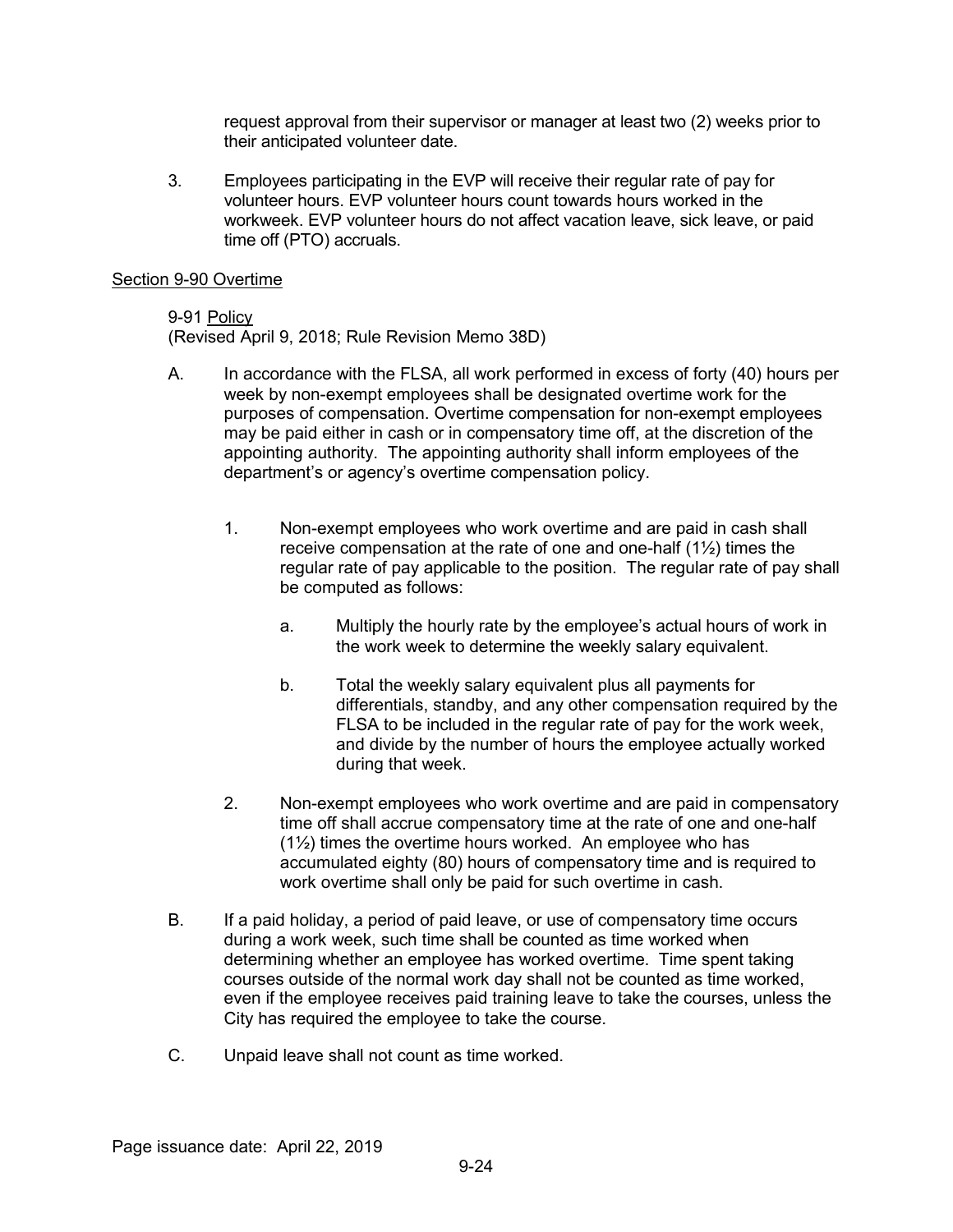request approval from their supervisor or manager at least two (2) weeks prior to their anticipated volunteer date.

3. Employees participating in the EVP will receive their regular rate of pay for volunteer hours. EVP volunteer hours count towards hours worked in the workweek. EVP volunteer hours do not affect vacation leave, sick leave, or paid time off (PTO) accruals.

## Section 9-90 Overtime

### 9-91 Policy

(Revised April 9, 2018; Rule Revision Memo 38D)

A. In accordance with the FLSA, all work performed in excess of forty (40) hours per week by non-exempt employees shall be designated overtime work for the purposes of compensation. Overtime compensation for non-exempt employees may be paid either in cash or in compensatory time off, at the discretion of the appointing authority. The appointing authority shall inform employees of the department's or agency's overtime compensation policy.

   1. Non-exempt employees who work overtime and are paid in cash shall receive compensation at the rate of one and one-half (1½) times the regular rate of pay applicable to the position. The regular rate of pay shall be computed as follows:

      a. Multiply the hourly rate by the employee's actual hours of work in the work week to determine the weekly salary equivalent.

      b. Total the weekly salary equivalent plus all payments for differentials, standby, and any other compensation required by the FLSA to be included in the regular rate of pay for the work week, and divide by the number of hours the employee actually worked during that week.

   2. Non-exempt employees who work overtime and are paid in compensatory time off shall accrue compensatory time at the rate of one and one-half (1½) times the overtime hours worked. An employee who has accumulated eighty (80) hours of compensatory time and is required to work overtime shall only be paid for such overtime in cash.

B. If a paid holiday, a period of paid leave, or use of compensatory time occurs during a work week, such time shall be counted as time worked when determining whether an employee has worked overtime. Time spent taking courses outside of the normal work day shall not be counted as time worked, even if the employee receives paid training leave to take the courses, unless the City has required the employee to take the course.

C. Unpaid leave shall not count as time worked.

Page issuance date: April 22, 2019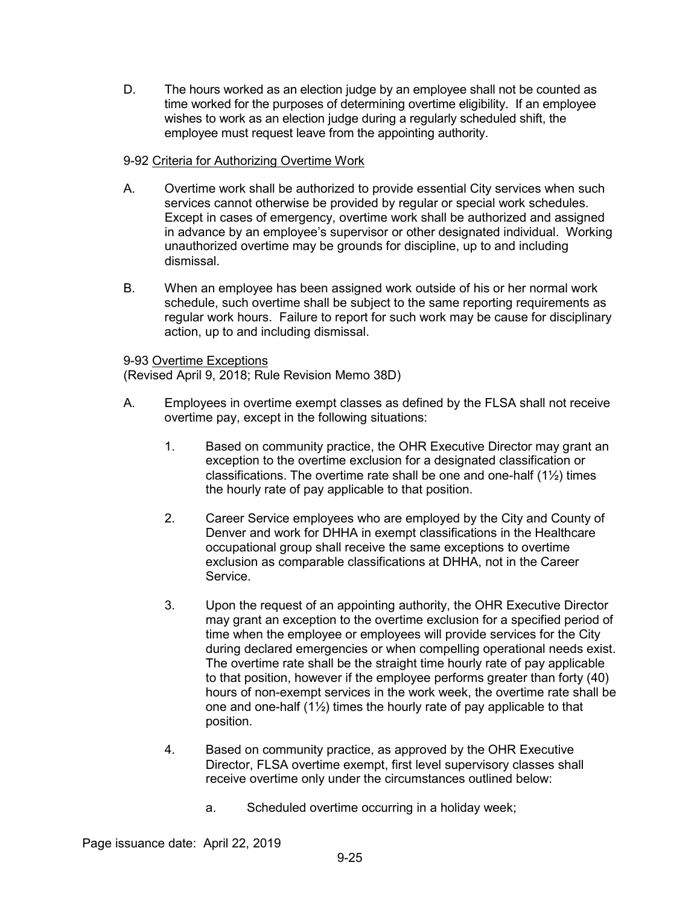D. The hours worked as an election judge by an employee shall not be counted as time worked for the purposes of determining overtime eligibility. If an employee wishes to work as an election judge during a regularly scheduled shift, the employee must request leave from the appointing authority.

9-92 Criteria for Authorizing Overtime Work

A. Overtime work shall be authorized to provide essential City services when such services cannot otherwise be provided by regular or special work schedules. Except in cases of emergency, overtime work shall be authorized and assigned in advance by an employee's supervisor or other designated individual. Working unauthorized overtime may be grounds for discipline, up to and including dismissal.

B. When an employee has been assigned work outside of his or her normal work schedule, such overtime shall be subject to the same reporting requirements as regular work hours. Failure to report for such work may be cause for disciplinary action, up to and including dismissal.

9-93 Overtime Exceptions
(Revised April 9, 2018; Rule Revision Memo 38D)

A. Employees in overtime exempt classes as defined by the FLSA shall not receive overtime pay, except in the following situations:

1. Based on community practice, the OHR Executive Director may grant an exception to the overtime exclusion for a designated classification or classifications. The overtime rate shall be one and one-half (1½) times the hourly rate of pay applicable to that position.

2. Career Service employees who are employed by the City and County of Denver and work for DHHA in exempt classifications in the Healthcare occupational group shall receive the same exceptions to overtime exclusion as comparable classifications at DHHA, not in the Career Service.

3. Upon the request of an appointing authority, the OHR Executive Director may grant an exception to the overtime exclusion for a specified period of time when the employee or employees will provide services for the City during declared emergencies or when compelling operational needs exist. The overtime rate shall be the straight time hourly rate of pay applicable to that position, however if the employee performs greater than forty (40) hours of non-exempt services in the work week, the overtime rate shall be one and one-half (1½) times the hourly rate of pay applicable to that position.

4. Based on community practice, as approved by the OHR Executive Director, FLSA overtime exempt, first level supervisory classes shall receive overtime only under the circumstances outlined below:

   a. Scheduled overtime occurring in a holiday week;

Page issuance date: April 22, 2019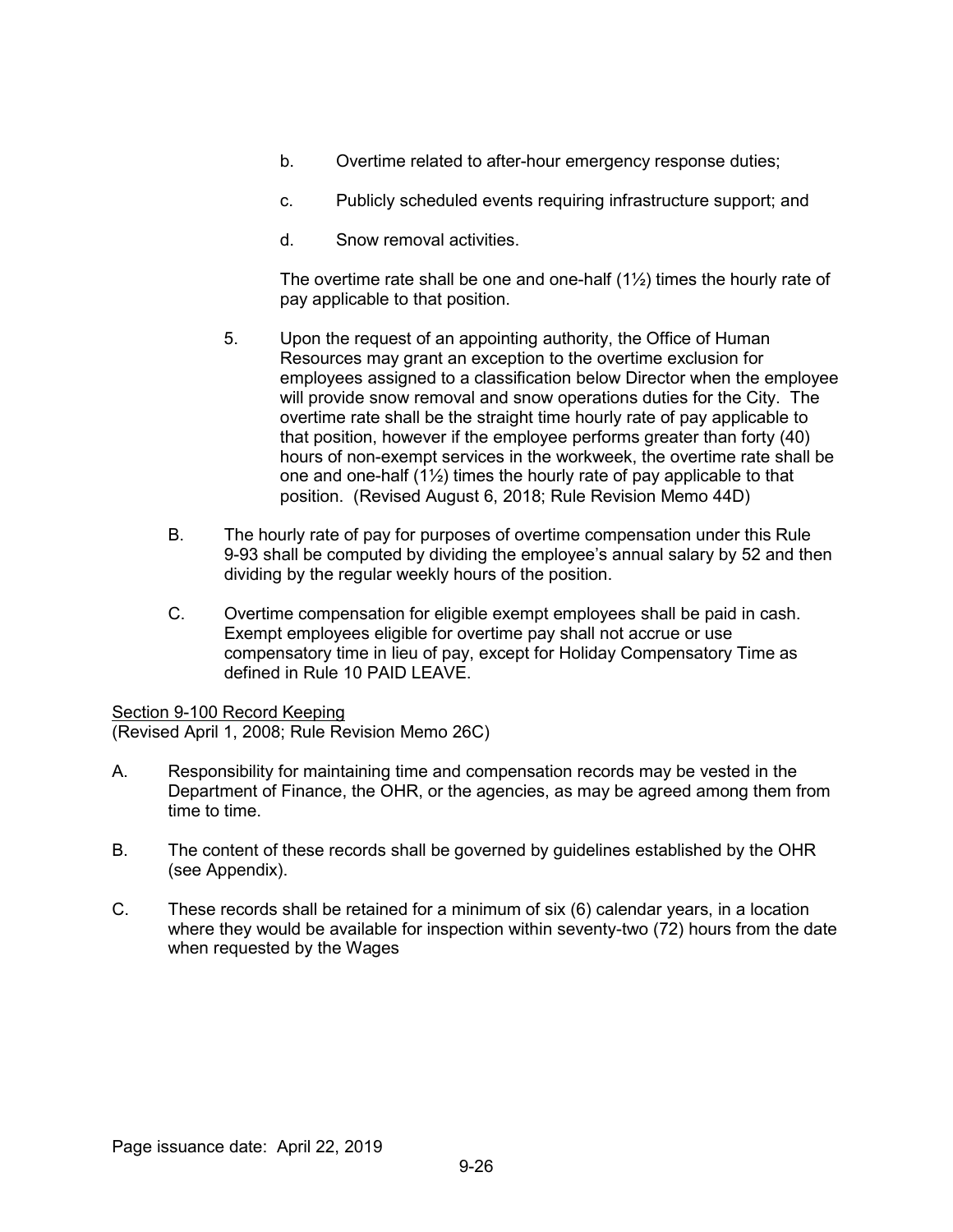b. Overtime related to after-hour emergency response duties;

c. Publicly scheduled events requiring infrastructure support; and

d. Snow removal activities.

The overtime rate shall be one and one-half (1½) times the hourly rate of pay applicable to that position.

5. Upon the request of an appointing authority, the Office of Human Resources may grant an exception to the overtime exclusion for employees assigned to a classification below Director when the employee will provide snow removal and snow operations duties for the City. The overtime rate shall be the straight time hourly rate of pay applicable to that position, however if the employee performs greater than forty (40) hours of non-exempt services in the workweek, the overtime rate shall be one and one-half (1½) times the hourly rate of pay applicable to that position. (Revised August 6, 2018; Rule Revision Memo 44D)

B. The hourly rate of pay for purposes of overtime compensation under this Rule 9-93 shall be computed by dividing the employee's annual salary by 52 and then dividing by the regular weekly hours of the position.

C. Overtime compensation for eligible exempt employees shall be paid in cash. Exempt employees eligible for overtime pay shall not accrue or use compensatory time in lieu of pay, except for Holiday Compensatory Time as defined in Rule 10 PAID LEAVE.

Section 9-100 Record Keeping
(Revised April 1, 2008; Rule Revision Memo 26C)

A. Responsibility for maintaining time and compensation records may be vested in the Department of Finance, the OHR, or the agencies, as may be agreed among them from time to time.

B. The content of these records shall be governed by guidelines established by the OHR (see Appendix).

C. These records shall be retained for a minimum of six (6) calendar years, in a location where they would be available for inspection within seventy-two (72) hours from the date when requested by the Wages

Page issuance date: April 22, 2019